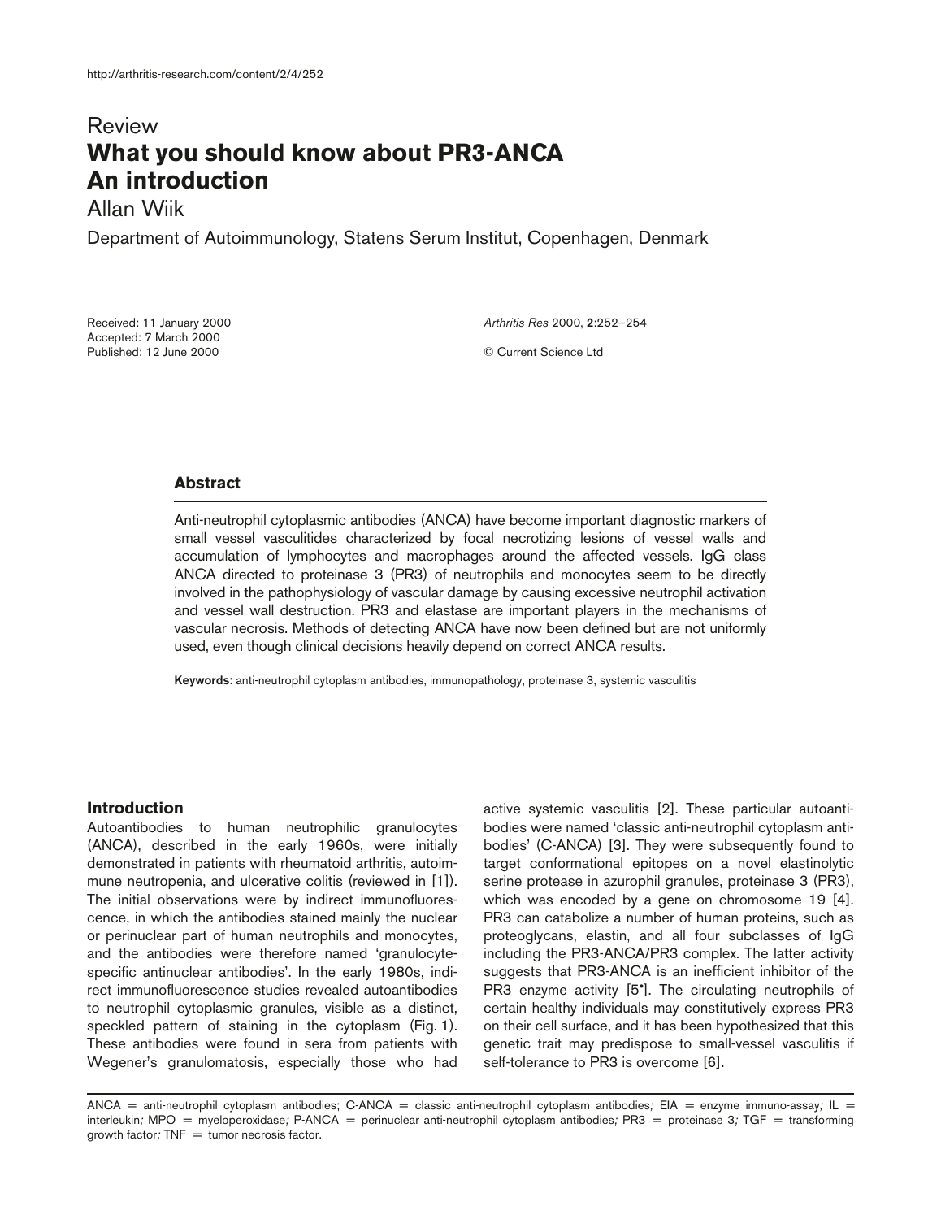Review

# What you should know about PR3-ANCA An introduction

Allan Wiik

Department of Autoimmunology, Statens Serum Institut, Copenhagen, Denmark

Received: 11 January 2000
Accepted: 7 March 2000
Published: 12 June 2000

*Arthritis Res* 2000, **2**:252–254

© Current Science Ltd

### Abstract

Anti-neutrophil cytoplasmic antibodies (ANCA) have become important diagnostic markers of small vessel vasculitides characterized by focal necrotizing lesions of vessel walls and accumulation of lymphocytes and macrophages around the affected vessels. IgG class ANCA directed to proteinase 3 (PR3) of neutrophils and monocytes seem to be directly involved in the pathophysiology of vascular damage by causing excessive neutrophil activation and vessel wall destruction. PR3 and elastase are important players in the mechanisms of vascular necrosis. Methods of detecting ANCA have now been defined but are not uniformly used, even though clinical decisions heavily depend on correct ANCA results.

**Keywords:** anti-neutrophil cytoplasm antibodies, immunopathology, proteinase 3, systemic vasculitis

## Introduction

Autoantibodies to human neutrophilic granulocytes (ANCA), described in the early 1960s, were initially demonstrated in patients with rheumatoid arthritis, autoimmune neutropenia, and ulcerative colitis (reviewed in [1]). The initial observations were by indirect immunofluorescence, in which the antibodies stained mainly the nuclear or perinuclear part of human neutrophils and monocytes, and the antibodies were therefore named 'granulocyte-specific antinuclear antibodies'. In the early 1980s, indirect immunofluorescence studies revealed autoantibodies to neutrophil cytoplasmic granules, visible as a distinct, speckled pattern of staining in the cytoplasm (Fig. 1). These antibodies were found in sera from patients with Wegener's granulomatosis, especially those who had active systemic vasculitis [2]. These particular autoantibodies were named 'classic anti-neutrophil cytoplasm antibodies' (C-ANCA) [3]. They were subsequently found to target conformational epitopes on a novel elastinolytic serine protease in azurophil granules, proteinase 3 (PR3), which was encoded by a gene on chromosome 19 [4]. PR3 can catabolize a number of human proteins, such as proteoglycans, elastin, and all four subclasses of IgG including the PR3-ANCA/PR3 complex. The latter activity suggests that PR3-ANCA is an inefficient inhibitor of the PR3 enzyme activity [5•]. The circulating neutrophils of certain healthy individuals may constitutively express PR3 on their cell surface, and it has been hypothesized that this genetic trait may predispose to small-vessel vasculitis if self-tolerance to PR3 is overcome [6].

ANCA = anti-neutrophil cytoplasm antibodies; C-ANCA = classic anti-neutrophil cytoplasm antibodies; EIA = enzyme immuno-assay; IL = interleukin; MPO = myeloperoxidase; P-ANCA = perinuclear anti-neutrophil cytoplasm antibodies; PR3 = proteinase 3; TGF = transforming growth factor; TNF = tumor necrosis factor.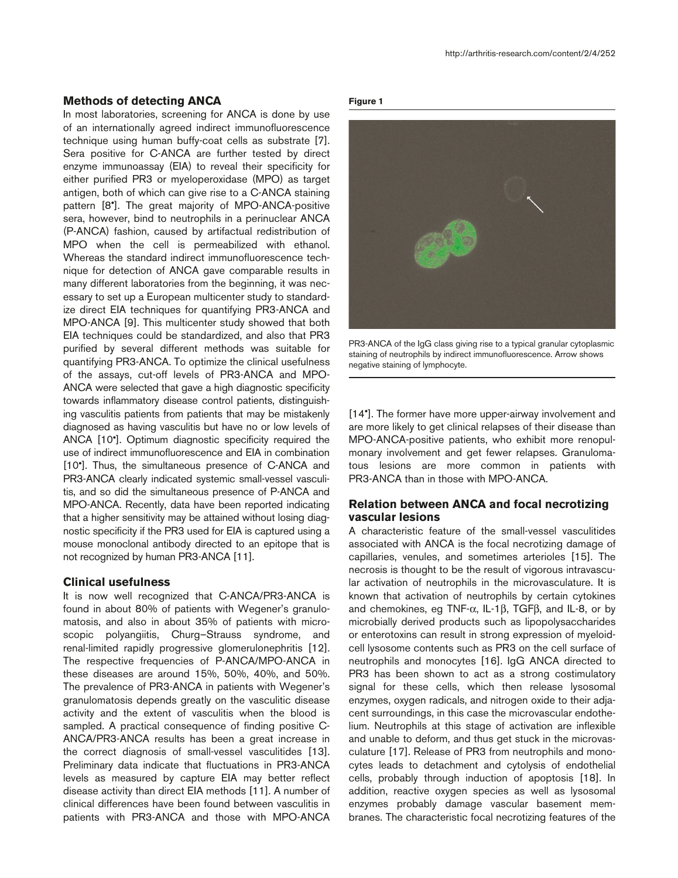## Methods of detecting ANCA

In most laboratories, screening for ANCA is done by use of an internationally agreed indirect immunofluorescence technique using human buffy-coat cells as substrate [7]. Sera positive for C-ANCA are further tested by direct enzyme immunoassay (EIA) to reveal their specificity for either purified PR3 or myeloperoxidase (MPO) as target antigen, both of which can give rise to a C-ANCA staining pattern [8•]. The great majority of MPO-ANCA-positive sera, however, bind to neutrophils in a perinuclear ANCA (P-ANCA) fashion, caused by artifactual redistribution of MPO when the cell is permeabilized with ethanol. Whereas the standard indirect immunofluorescence technique for detection of ANCA gave comparable results in many different laboratories from the beginning, it was necessary to set up a European multicenter study to standardize direct EIA techniques for quantifying PR3-ANCA and MPO-ANCA [9]. This multicenter study showed that both EIA techniques could be standardized, and also that PR3 purified by several different methods was suitable for quantifying PR3-ANCA. To optimize the clinical usefulness of the assays, cut-off levels of PR3-ANCA and MPO-ANCA were selected that gave a high diagnostic specificity towards inflammatory disease control patients, distinguishing vasculitis patients from patients that may be mistakenly diagnosed as having vasculitis but have no or low levels of ANCA [10•]. Optimum diagnostic specificity required the use of indirect immunofluorescence and EIA in combination [10•]. Thus, the simultaneous presence of C-ANCA and PR3-ANCA clearly indicated systemic small-vessel vasculitis, and so did the simultaneous presence of P-ANCA and MPO-ANCA. Recently, data have been reported indicating that a higher sensitivity may be attained without losing diagnostic specificity if the PR3 used for EIA is captured using a mouse monoclonal antibody directed to an epitope that is not recognized by human PR3-ANCA [11].

## Clinical usefulness

It is now well recognized that C-ANCA/PR3-ANCA is found in about 80% of patients with Wegener's granulomatosis, and also in about 35% of patients with microscopic polyangiitis, Churg–Strauss syndrome, and renal-limited rapidly progressive glomerulonephritis [12]. The respective frequencies of P-ANCA/MPO-ANCA in these diseases are around 15%, 50%, 40%, and 50%. The prevalence of PR3-ANCA in patients with Wegener's granulomatosis depends greatly on the vasculitic disease activity and the extent of vasculitis when the blood is sampled. A practical consequence of finding positive C-ANCA/PR3-ANCA results has been a great increase in the correct diagnosis of small-vessel vasculitides [13]. Preliminary data indicate that fluctuations in PR3-ANCA levels as measured by capture EIA may better reflect disease activity than direct EIA methods [11]. A number of clinical differences have been found between vasculitis in patients with PR3-ANCA and those with MPO-ANCA [14•]. The former have more upper-airway involvement and are more likely to get clinical relapses of their disease than MPO-ANCA-positive patients, who exhibit more renopulmonary involvement and get fewer relapses. Granulomatous lesions are more common in patients with PR3-ANCA than in those with MPO-ANCA.

**Figure 1**

PR3-ANCA of the IgG class giving rise to a typical granular cytoplasmic staining of neutrophils by indirect immunofluorescence. Arrow shows negative staining of lymphocyte.

## Relation between ANCA and focal necrotizing vascular lesions

A characteristic feature of the small-vessel vasculitides associated with ANCA is the focal necrotizing damage of capillaries, venules, and sometimes arterioles [15]. The necrosis is thought to be the result of vigorous intravascular activation of neutrophils in the microvasculature. It is known that activation of neutrophils by certain cytokines and chemokines, eg TNF-$\alpha$, IL-1$\beta$, TGF$\beta$, and IL-8, or by microbially derived products such as lipopolysaccharides or enterotoxins can result in strong expression of myeloid-cell lysosome contents such as PR3 on the cell surface of neutrophils and monocytes [16]. IgG ANCA directed to PR3 has been shown to act as a strong costimulatory signal for these cells, which then release lysosomal enzymes, oxygen radicals, and nitrogen oxide to their adjacent surroundings, in this case the microvascular endothelium. Neutrophils at this stage of activation are inflexible and unable to deform, and thus get stuck in the microvasculature [17]. Release of PR3 from neutrophils and monocytes leads to detachment and cytolysis of endothelial cells, probably through induction of apoptosis [18]. In addition, reactive oxygen species as well as lysosomal enzymes probably damage vascular basement membranes. The characteristic focal necrotizing features of the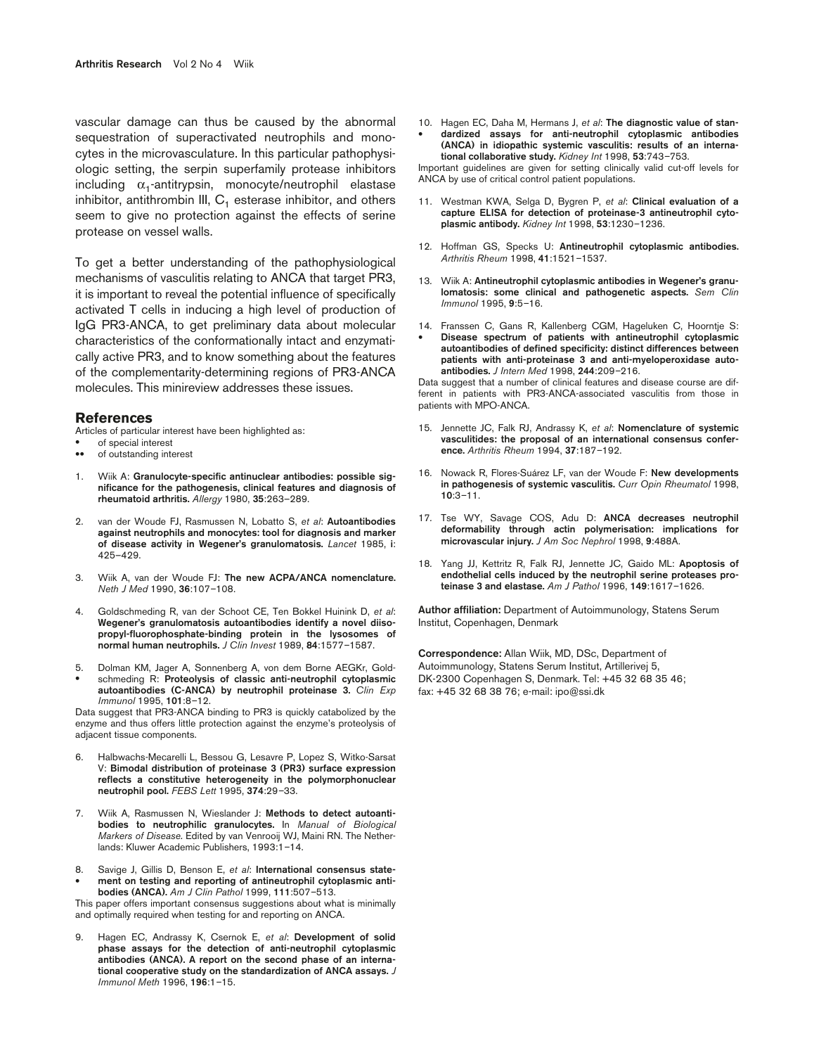vascular damage can thus be caused by the abnormal sequestration of superactivated neutrophils and monocytes in the microvasculature. In this particular pathophysiologic setting, the serpin superfamily protease inhibitors including $\alpha_1$-antitrypsin, monocyte/neutrophil elastase inhibitor, antithrombin III, $C_1$ esterase inhibitor, and others seem to give no protection against the effects of serine protease on vessel walls.

To get a better understanding of the pathophysiological mechanisms of vasculitis relating to ANCA that target PR3, it is important to reveal the potential influence of specifically activated T cells in inducing a high level of production of IgG PR3-ANCA, to get preliminary data about molecular characteristics of the conformationally intact and enzymatically active PR3, and to know something about the features of the complementarity-determining regions of PR3-ANCA molecules. This minireview addresses these issues.

## References

Articles of particular interest have been highlighted as:
- • of special interest
- •• of outstanding interest

1. Wiik A: **Granulocyte-specific antinuclear antibodies: possible significance for the pathogenesis, clinical features and diagnosis of rheumatoid arthritis.** *Allergy* 1980, **35**:263–289.

2. van der Woude FJ, Rasmussen N, Lobatto S, *et al*: **Autoantibodies against neutrophils and monocytes: tool for diagnosis and marker of disease activity in Wegener's granulomatosis.** *Lancet* 1985, **i**: 425–429.

3. Wiik A, van der Woude FJ: **The new ACPA/ANCA nomenclature.** *Neth J Med* 1990, **36**:107–108.

4. Goldschmeding R, van der Schoot CE, Ten Bokkel Huinink D, *et al*: **Wegener's granulomatosis autoantibodies identify a novel diisopropyl-fluorophosphate-binding protein in the lysosomes of normal human neutrophils.** *J Clin Invest* 1989, **84**:1577–1587.

5. • Dolman KM, Jager A, Sonnenberg A, von dem Borne AEGKr, Goldschmeding R: **Proteolysis of classic anti-neutrophil cytoplasmic autoantibodies (C-ANCA) by neutrophil proteinase 3.** *Clin Exp Immunol* 1995, **101**:8–12.
Data suggest that PR3-ANCA binding to PR3 is quickly catabolized by the enzyme and thus offers little protection against the enzyme's proteolysis of adjacent tissue components.

6. Halbwachs-Mecarelli L, Bessou G, Lesavre P, Lopez S, Witko-Sarsat V: **Bimodal distribution of proteinase 3 (PR3) surface expression reflects a constitutive heterogeneity in the polymorphonuclear neutrophil pool.** *FEBS Lett* 1995, **374**:29–33.

7. Wiik A, Rasmussen N, Wieslander J: **Methods to detect autoantibodies to neutrophilic granulocytes.** In *Manual of Biological Markers of Disease.* Edited by van Venrooij WJ, Maini RN. The Netherlands: Kluwer Academic Publishers, 1993:1–14.

8. • Savige J, Gillis D, Benson E, *et al*: **International consensus statement on testing and reporting of antineutrophil cytoplasmic antibodies (ANCA).** *Am J Clin Pathol* 1999, **111**:507–513.
This paper offers important consensus suggestions about what is minimally and optimally required when testing for and reporting on ANCA.

9. Hagen EC, Andrassy K, Csernok E, *et al*: **Development of solid phase assays for the detection of anti-neutrophil cytoplasmic antibodies (ANCA). A report on the second phase of an international cooperative study on the standardization of ANCA assays.** *J Immunol Meth* 1996, **196**:1–15.

10. • Hagen EC, Daha M, Hermans J, *et al*: **The diagnostic value of standardized assays for anti-neutrophil cytoplasmic antibodies (ANCA) in idiopathic systemic vasculitis: results of an international collaborative study.** *Kidney Int* 1998, **53**:743–753.
Important guidelines are given for setting clinically valid cut-off levels for ANCA by use of critical control patient populations.

11. Westman KWA, Selga D, Bygren P, *et al*: **Clinical evaluation of a capture ELISA for detection of proteinase-3 antineutrophil cytoplasmic antibody.** *Kidney Int* 1998, **53**:1230–1236.

12. Hoffman GS, Specks U: **Antineutrophil cytoplasmic antibodies.** *Arthritis Rheum* 1998, **41**:1521–1537.

13. Wiik A: **Antineutrophil cytoplasmic antibodies in Wegener's granulomatosis: some clinical and pathogenetic aspects.** *Sem Clin Immunol* 1995, **9**:5–16.

14. • Franssen C, Gans R, Kallenberg CGM, Hageluken C, Hoorntje S: **Disease spectrum of patients with antineutrophil cytoplasmic autoantibodies of defined specificity: distinct differences between patients with anti-proteinase 3 and anti-myeloperoxidase autoantibodies.** *J Intern Med* 1998, **244**:209–216.
Data suggest that a number of clinical features and disease course are different in patients with PR3-ANCA-associated vasculitis from those in patients with MPO-ANCA.

15. Jennette JC, Falk RJ, Andrassy K, *et al*: **Nomenclature of systemic vasculitides: the proposal of an international consensus conference.** *Arthritis Rheum* 1994, **37**:187–192.

16. Nowack R, Flores-Suárez LF, van der Woude F: **New developments in pathogenesis of systemic vasculitis.** *Curr Opin Rheumatol* 1998, **10**:3–11.

17. Tse WY, Savage COS, Adu D: **ANCA decreases neutrophil deformability through actin polymerisation: implications for microvascular injury.** *J Am Soc Nephrol* 1998, **9**:488A.

18. Yang JJ, Kettritz R, Falk RJ, Jennette JC, Gaido ML: **Apoptosis of endothelial cells induced by the neutrophil serine proteases proteinase 3 and elastase.** *Am J Pathol* 1996, **149**:1617–1626.

**Author affiliation:** Department of Autoimmunology, Statens Serum Institut, Copenhagen, Denmark

**Correspondence:** Allan Wiik, MD, DSc, Department of Autoimmunology, Statens Serum Institut, Artillerivej 5, DK-2300 Copenhagen S, Denmark. Tel: +45 32 68 35 46; fax: +45 32 68 38 76; e-mail: ipo@ssi.dk